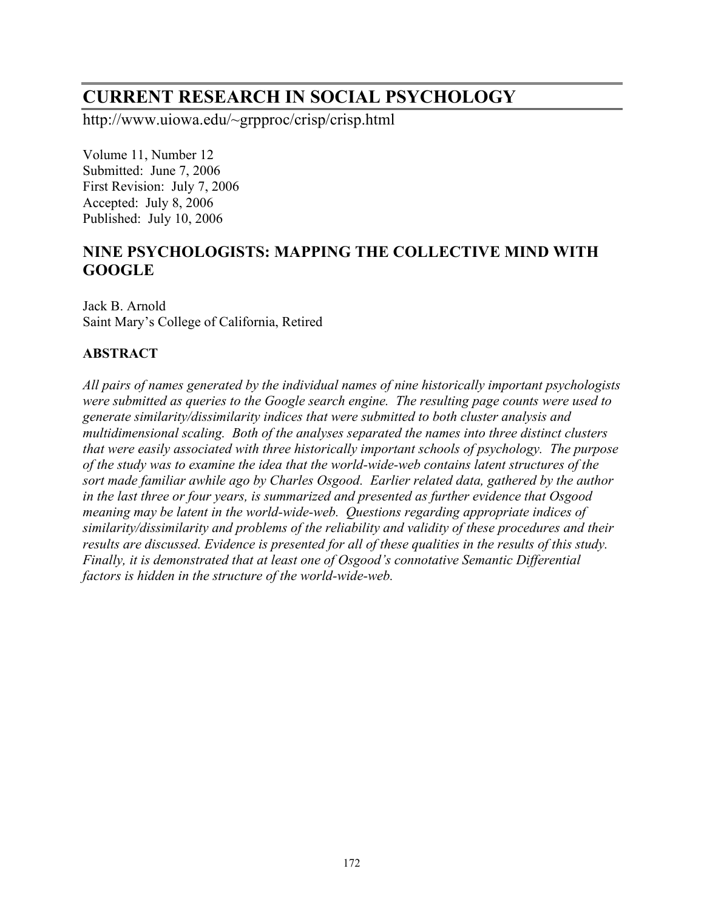# CURRENT RESEARCH IN SOCIAL PSYCHOLOGY

http://www.uiowa.edu/~grpproc/crisp/crisp.html

Volume 11, Number 12
Submitted: June 7, 2006
First Revision: July 7, 2006
Accepted: July 8, 2006
Published: July 10, 2006

## NINE PSYCHOLOGISTS: MAPPING THE COLLECTIVE MIND WITH GOOGLE

Jack B. Arnold
Saint Mary's College of California, Retired

### ABSTRACT

*All pairs of names generated by the individual names of nine historically important psychologists were submitted as queries to the Google search engine. The resulting page counts were used to generate similarity/dissimilarity indices that were submitted to both cluster analysis and multidimensional scaling. Both of the analyses separated the names into three distinct clusters that were easily associated with three historically important schools of psychology. The purpose of the study was to examine the idea that the world-wide-web contains latent structures of the sort made familiar awhile ago by Charles Osgood. Earlier related data, gathered by the author in the last three or four years, is summarized and presented as further evidence that Osgood meaning may be latent in the world-wide-web. Questions regarding appropriate indices of similarity/dissimilarity and problems of the reliability and validity of these procedures and their results are discussed. Evidence is presented for all of these qualities in the results of this study. Finally, it is demonstrated that at least one of Osgood's connotative Semantic Differential factors is hidden in the structure of the world-wide-web.*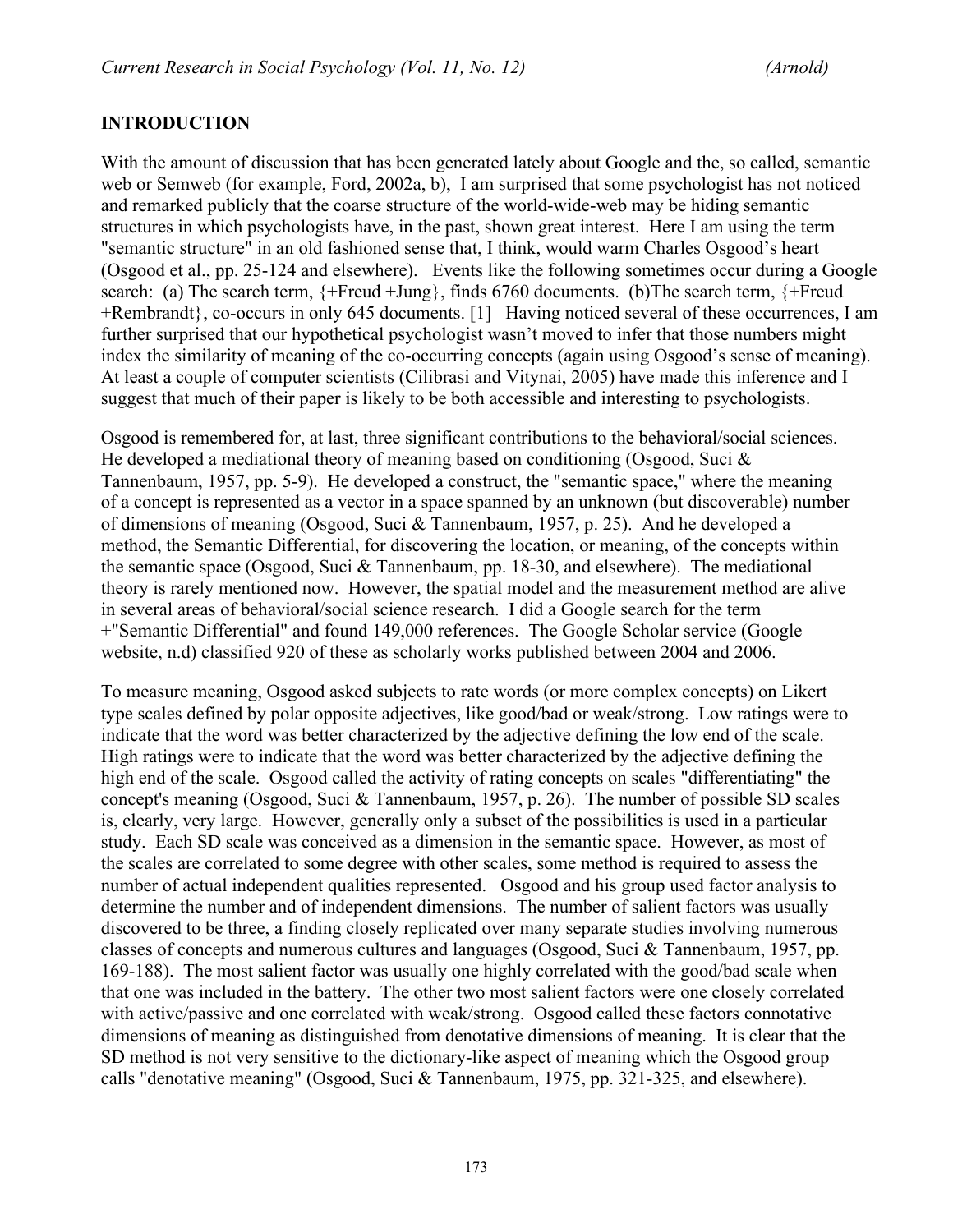## INTRODUCTION

With the amount of discussion that has been generated lately about Google and the, so called, semantic web or Semweb (for example, Ford, 2002a, b), I am surprised that some psychologist has not noticed and remarked publicly that the coarse structure of the world-wide-web may be hiding semantic structures in which psychologists have, in the past, shown great interest. Here I am using the term "semantic structure" in an old fashioned sense that, I think, would warm Charles Osgood's heart (Osgood et al., pp. 25-124 and elsewhere). Events like the following sometimes occur during a Google search: (a) The search term, {+Freud +Jung}, finds 6760 documents. (b)The search term, {+Freud +Rembrandt}, co-occurs in only 645 documents. [1] Having noticed several of these occurrences, I am further surprised that our hypothetical psychologist wasn't moved to infer that those numbers might index the similarity of meaning of the co-occurring concepts (again using Osgood's sense of meaning). At least a couple of computer scientists (Cilibrasi and Vitynai, 2005) have made this inference and I suggest that much of their paper is likely to be both accessible and interesting to psychologists.

Osgood is remembered for, at last, three significant contributions to the behavioral/social sciences. He developed a mediational theory of meaning based on conditioning (Osgood, Suci & Tannenbaum, 1957, pp. 5-9). He developed a construct, the "semantic space," where the meaning of a concept is represented as a vector in a space spanned by an unknown (but discoverable) number of dimensions of meaning (Osgood, Suci & Tannenbaum, 1957, p. 25). And he developed a method, the Semantic Differential, for discovering the location, or meaning, of the concepts within the semantic space (Osgood, Suci & Tannenbaum, pp. 18-30, and elsewhere). The mediational theory is rarely mentioned now. However, the spatial model and the measurement method are alive in several areas of behavioral/social science research. I did a Google search for the term +"Semantic Differential" and found 149,000 references. The Google Scholar service (Google website, n.d) classified 920 of these as scholarly works published between 2004 and 2006.

To measure meaning, Osgood asked subjects to rate words (or more complex concepts) on Likert type scales defined by polar opposite adjectives, like good/bad or weak/strong. Low ratings were to indicate that the word was better characterized by the adjective defining the low end of the scale. High ratings were to indicate that the word was better characterized by the adjective defining the high end of the scale. Osgood called the activity of rating concepts on scales "differentiating" the concept's meaning (Osgood, Suci & Tannenbaum, 1957, p. 26). The number of possible SD scales is, clearly, very large. However, generally only a subset of the possibilities is used in a particular study. Each SD scale was conceived as a dimension in the semantic space. However, as most of the scales are correlated to some degree with other scales, some method is required to assess the number of actual independent qualities represented. Osgood and his group used factor analysis to determine the number and of independent dimensions. The number of salient factors was usually discovered to be three, a finding closely replicated over many separate studies involving numerous classes of concepts and numerous cultures and languages (Osgood, Suci & Tannenbaum, 1957, pp. 169-188). The most salient factor was usually one highly correlated with the good/bad scale when that one was included in the battery. The other two most salient factors were one closely correlated with active/passive and one correlated with weak/strong. Osgood called these factors connotative dimensions of meaning as distinguished from denotative dimensions of meaning. It is clear that the SD method is not very sensitive to the dictionary-like aspect of meaning which the Osgood group calls "denotative meaning" (Osgood, Suci & Tannenbaum, 1975, pp. 321-325, and elsewhere).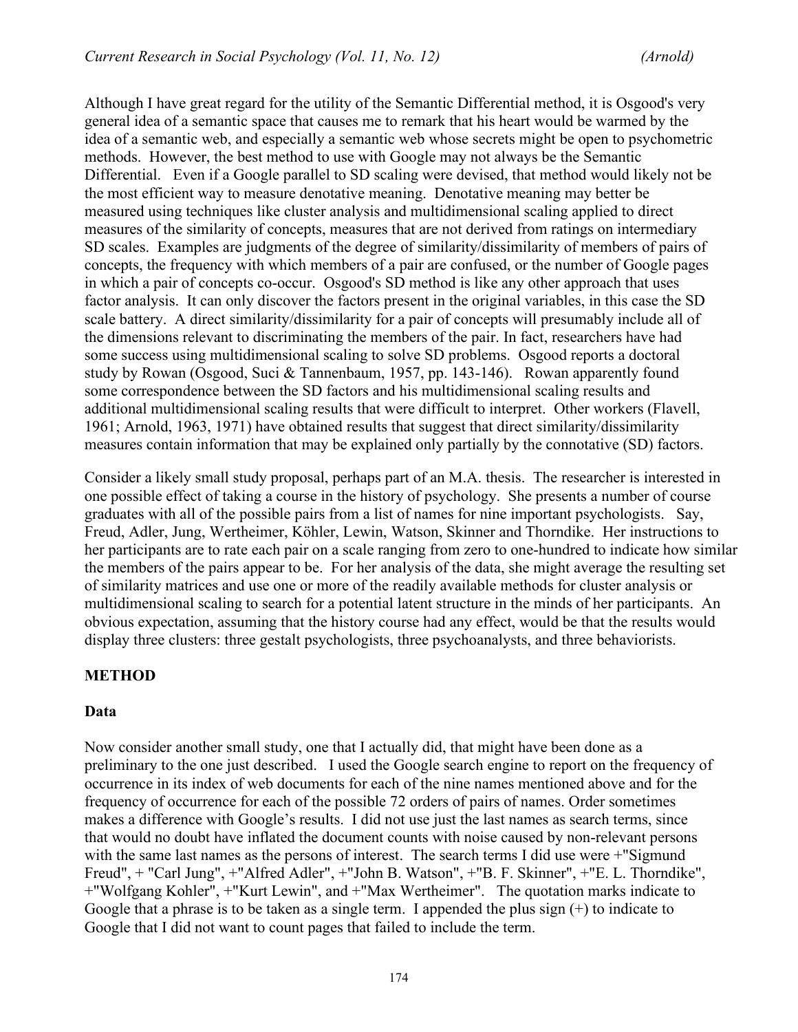Although I have great regard for the utility of the Semantic Differential method, it is Osgood's very general idea of a semantic space that causes me to remark that his heart would be warmed by the idea of a semantic web, and especially a semantic web whose secrets might be open to psychometric methods. However, the best method to use with Google may not always be the Semantic Differential. Even if a Google parallel to SD scaling were devised, that method would likely not be the most efficient way to measure denotative meaning. Denotative meaning may better be measured using techniques like cluster analysis and multidimensional scaling applied to direct measures of the similarity of concepts, measures that are not derived from ratings on intermediary SD scales. Examples are judgments of the degree of similarity/dissimilarity of members of pairs of concepts, the frequency with which members of a pair are confused, or the number of Google pages in which a pair of concepts co-occur. Osgood's SD method is like any other approach that uses factor analysis. It can only discover the factors present in the original variables, in this case the SD scale battery. A direct similarity/dissimilarity for a pair of concepts will presumably include all of the dimensions relevant to discriminating the members of the pair. In fact, researchers have had some success using multidimensional scaling to solve SD problems. Osgood reports a doctoral study by Rowan (Osgood, Suci & Tannenbaum, 1957, pp. 143-146). Rowan apparently found some correspondence between the SD factors and his multidimensional scaling results and additional multidimensional scaling results that were difficult to interpret. Other workers (Flavell, 1961; Arnold, 1963, 1971) have obtained results that suggest that direct similarity/dissimilarity measures contain information that may be explained only partially by the connotative (SD) factors.

Consider a likely small study proposal, perhaps part of an M.A. thesis. The researcher is interested in one possible effect of taking a course in the history of psychology. She presents a number of course graduates with all of the possible pairs from a list of names for nine important psychologists. Say, Freud, Adler, Jung, Wertheimer, Köhler, Lewin, Watson, Skinner and Thorndike. Her instructions to her participants are to rate each pair on a scale ranging from zero to one-hundred to indicate how similar the members of the pairs appear to be. For her analysis of the data, she might average the resulting set of similarity matrices and use one or more of the readily available methods for cluster analysis or multidimensional scaling to search for a potential latent structure in the minds of her participants. An obvious expectation, assuming that the history course had any effect, would be that the results would display three clusters: three gestalt psychologists, three psychoanalysts, and three behaviorists.

## METHOD

### Data

Now consider another small study, one that I actually did, that might have been done as a preliminary to the one just described. I used the Google search engine to report on the frequency of occurrence in its index of web documents for each of the nine names mentioned above and for the frequency of occurrence for each of the possible 72 orders of pairs of names. Order sometimes makes a difference with Google's results. I did not use just the last names as search terms, since that would no doubt have inflated the document counts with noise caused by non-relevant persons with the same last names as the persons of interest. The search terms I did use were +"Sigmund Freud", + "Carl Jung", +"Alfred Adler", +"John B. Watson", +"B. F. Skinner", +"E. L. Thorndike", +"Wolfgang Kohler", +"Kurt Lewin", and +"Max Wertheimer". The quotation marks indicate to Google that a phrase is to be taken as a single term. I appended the plus sign (+) to indicate to Google that I did not want to count pages that failed to include the term.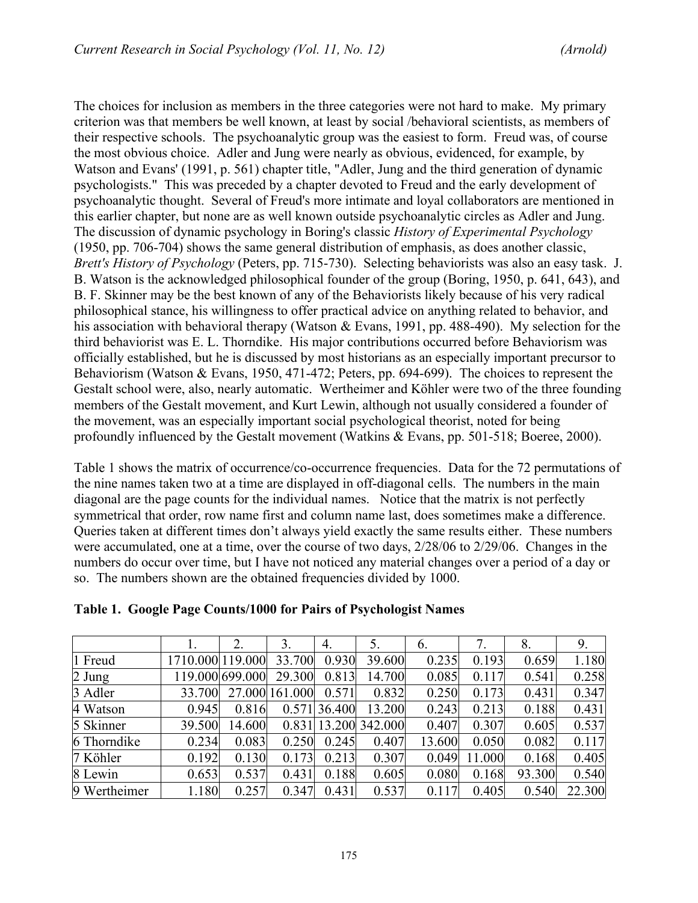The choices for inclusion as members in the three categories were not hard to make. My primary criterion was that members be well known, at least by social /behavioral scientists, as members of their respective schools. The psychoanalytic group was the easiest to form. Freud was, of course the most obvious choice. Adler and Jung were nearly as obvious, evidenced, for example, by Watson and Evans' (1991, p. 561) chapter title, "Adler, Jung and the third generation of dynamic psychologists." This was preceded by a chapter devoted to Freud and the early development of psychoanalytic thought. Several of Freud's more intimate and loyal collaborators are mentioned in this earlier chapter, but none are as well known outside psychoanalytic circles as Adler and Jung. The discussion of dynamic psychology in Boring's classic *History of Experimental Psychology* (1950, pp. 706-704) shows the same general distribution of emphasis, as does another classic, *Brett's History of Psychology* (Peters, pp. 715-730). Selecting behaviorists was also an easy task. J. B. Watson is the acknowledged philosophical founder of the group (Boring, 1950, p. 641, 643), and B. F. Skinner may be the best known of any of the Behaviorists likely because of his very radical philosophical stance, his willingness to offer practical advice on anything related to behavior, and his association with behavioral therapy (Watson & Evans, 1991, pp. 488-490). My selection for the third behaviorist was E. L. Thorndike. His major contributions occurred before Behaviorism was officially established, but he is discussed by most historians as an especially important precursor to Behaviorism (Watson & Evans, 1950, 471-472; Peters, pp. 694-699). The choices to represent the Gestalt school were, also, nearly automatic. Wertheimer and Köhler were two of the three founding members of the Gestalt movement, and Kurt Lewin, although not usually considered a founder of the movement, was an especially important social psychological theorist, noted for being profoundly influenced by the Gestalt movement (Watkins & Evans, pp. 501-518; Boeree, 2000).

Table 1 shows the matrix of occurrence/co-occurrence frequencies. Data for the 72 permutations of the nine names taken two at a time are displayed in off-diagonal cells. The numbers in the main diagonal are the page counts for the individual names. Notice that the matrix is not perfectly symmetrical that order, row name first and column name last, does sometimes make a difference. Queries taken at different times don't always yield exactly the same results either. These numbers were accumulated, one at a time, over the course of two days, 2/28/06 to 2/29/06. Changes in the numbers do occur over time, but I have not noticed any material changes over a period of a day or so. The numbers shown are the obtained frequencies divided by 1000.

**Table 1. Google Page Counts/1000 for Pairs of Psychologist Names**

| | 1. | 2. | 3. | 4. | 5. | 6. | 7. | 8. | 9. |
|---|---|---|---|---|---|---|---|---|---|
| 1 Freud | 1710.000 | 119.000 | 33.700 | 0.930 | 39.600 | 0.235 | 0.193 | 0.659 | 1.180 |
| 2 Jung | 119.000 | 699.000 | 29.300 | 0.813 | 14.700 | 0.085 | 0.117 | 0.541 | 0.258 |
| 3 Adler | 33.700 | 27.000 | 161.000 | 0.571 | 0.832 | 0.250 | 0.173 | 0.431 | 0.347 |
| 4 Watson | 0.945 | 0.816 | 0.571 | 36.400 | 13.200 | 0.243 | 0.213 | 0.188 | 0.431 |
| 5 Skinner | 39.500 | 14.600 | 0.831 | 13.200 | 342.000 | 0.407 | 0.307 | 0.605 | 0.537 |
| 6 Thorndike | 0.234 | 0.083 | 0.250 | 0.245 | 0.407 | 13.600 | 0.050 | 0.082 | 0.117 |
| 7 Köhler | 0.192 | 0.130 | 0.173 | 0.213 | 0.307 | 0.049 | 11.000 | 0.168 | 0.405 |
| 8 Lewin | 0.653 | 0.537 | 0.431 | 0.188 | 0.605 | 0.080 | 0.168 | 93.300 | 0.540 |
| 9 Wertheimer | 1.180 | 0.257 | 0.347 | 0.431 | 0.537 | 0.117 | 0.405 | 0.540 | 22.300 |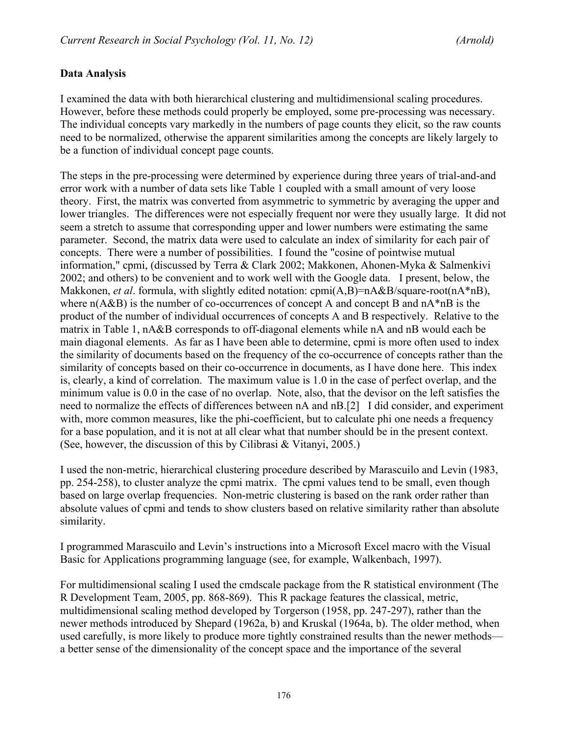**Data Analysis**

I examined the data with both hierarchical clustering and multidimensional scaling procedures. However, before these methods could properly be employed, some pre-processing was necessary. The individual concepts vary markedly in the numbers of page counts they elicit, so the raw counts need to be normalized, otherwise the apparent similarities among the concepts are likely largely to be a function of individual concept page counts.

The steps in the pre-processing were determined by experience during three years of trial-and-and error work with a number of data sets like Table 1 coupled with a small amount of very loose theory. First, the matrix was converted from asymmetric to symmetric by averaging the upper and lower triangles. The differences were not especially frequent nor were they usually large. It did not seem a stretch to assume that corresponding upper and lower numbers were estimating the same parameter. Second, the matrix data were used to calculate an index of similarity for each pair of concepts. There were a number of possibilities. I found the "cosine of pointwise mutual information," cpmi, (discussed by Terra & Clark 2002; Makkonen, Ahonen-Myka & Salmenkivi 2002; and others) to be convenient and to work well with the Google data. I present, below, the Makkonen, *et al*. formula, with slightly edited notation: cpmi(A,B)=nA&B/square-root(nA*nB), where n(A&B) is the number of co-occurrences of concept A and concept B and nA*nB is the product of the number of individual occurrences of concepts A and B respectively. Relative to the matrix in Table 1, nA&B corresponds to off-diagonal elements while nA and nB would each be main diagonal elements. As far as I have been able to determine, cpmi is more often used to index the similarity of documents based on the frequency of the co-occurrence of concepts rather than the similarity of concepts based on their co-occurrence in documents, as I have done here. This index is, clearly, a kind of correlation. The maximum value is 1.0 in the case of perfect overlap, and the minimum value is 0.0 in the case of no overlap. Note, also, that the devisor on the left satisfies the need to normalize the effects of differences between nA and nB.[2] I did consider, and experiment with, more common measures, like the phi-coefficient, but to calculate phi one needs a frequency for a base population, and it is not at all clear what that number should be in the present context. (See, however, the discussion of this by Cilibrasi & Vitanyi, 2005.)

I used the non-metric, hierarchical clustering procedure described by Marascuilo and Levin (1983, pp. 254-258), to cluster analyze the cpmi matrix. The cpmi values tend to be small, even though based on large overlap frequencies. Non-metric clustering is based on the rank order rather than absolute values of cpmi and tends to show clusters based on relative similarity rather than absolute similarity.

I programmed Marascuilo and Levin's instructions into a Microsoft Excel macro with the Visual Basic for Applications programming language (see, for example, Walkenbach, 1997).

For multidimensional scaling I used the cmdscale package from the R statistical environment (The R Development Team, 2005, pp. 868-869). This R package features the classical, metric, multidimensional scaling method developed by Torgerson (1958, pp. 247-297), rather than the newer methods introduced by Shepard (1962a, b) and Kruskal (1964a, b). The older method, when used carefully, is more likely to produce more tightly constrained results than the newer methods—a better sense of the dimensionality of the concept space and the importance of the several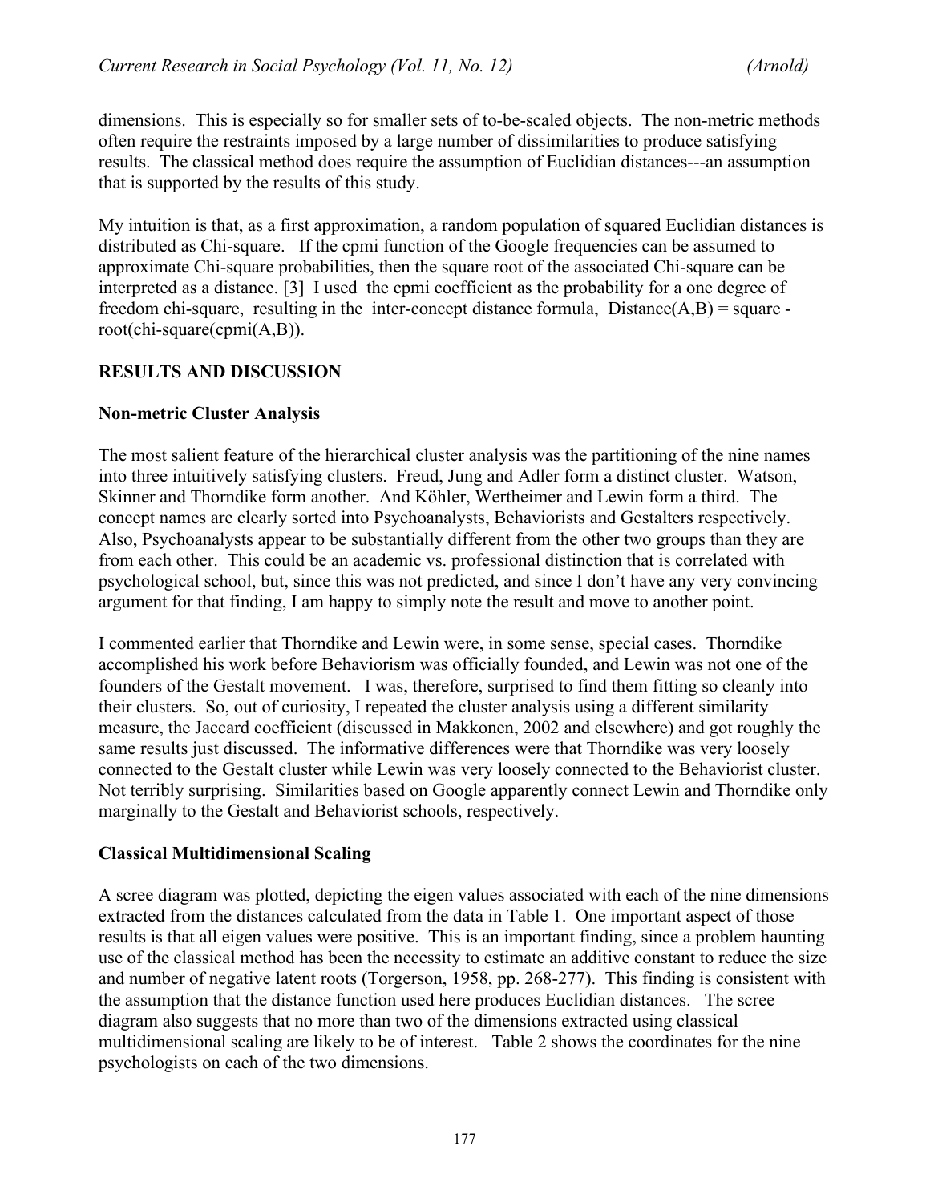dimensions. This is especially so for smaller sets of to-be-scaled objects. The non-metric methods often require the restraints imposed by a large number of dissimilarities to produce satisfying results. The classical method does require the assumption of Euclidian distances---an assumption that is supported by the results of this study.

My intuition is that, as a first approximation, a random population of squared Euclidian distances is distributed as Chi-square. If the cpmi function of the Google frequencies can be assumed to approximate Chi-square probabilities, then the square root of the associated Chi-square can be interpreted as a distance. [3] I used the cpmi coefficient as the probability for a one degree of freedom chi-square, resulting in the inter-concept distance formula, Distance(A,B) = square - root(chi-square(cpmi(A,B)).

## RESULTS AND DISCUSSION

### Non-metric Cluster Analysis

The most salient feature of the hierarchical cluster analysis was the partitioning of the nine names into three intuitively satisfying clusters. Freud, Jung and Adler form a distinct cluster. Watson, Skinner and Thorndike form another. And Köhler, Wertheimer and Lewin form a third. The concept names are clearly sorted into Psychoanalysts, Behaviorists and Gestalters respectively. Also, Psychoanalysts appear to be substantially different from the other two groups than they are from each other. This could be an academic vs. professional distinction that is correlated with psychological school, but, since this was not predicted, and since I don't have any very convincing argument for that finding, I am happy to simply note the result and move to another point.

I commented earlier that Thorndike and Lewin were, in some sense, special cases. Thorndike accomplished his work before Behaviorism was officially founded, and Lewin was not one of the founders of the Gestalt movement. I was, therefore, surprised to find them fitting so cleanly into their clusters. So, out of curiosity, I repeated the cluster analysis using a different similarity measure, the Jaccard coefficient (discussed in Makkonen, 2002 and elsewhere) and got roughly the same results just discussed. The informative differences were that Thorndike was very loosely connected to the Gestalt cluster while Lewin was very loosely connected to the Behaviorist cluster. Not terribly surprising. Similarities based on Google apparently connect Lewin and Thorndike only marginally to the Gestalt and Behaviorist schools, respectively.

### Classical Multidimensional Scaling

A scree diagram was plotted, depicting the eigen values associated with each of the nine dimensions extracted from the distances calculated from the data in Table 1. One important aspect of those results is that all eigen values were positive. This is an important finding, since a problem haunting use of the classical method has been the necessity to estimate an additive constant to reduce the size and number of negative latent roots (Torgerson, 1958, pp. 268-277). This finding is consistent with the assumption that the distance function used here produces Euclidian distances. The scree diagram also suggests that no more than two of the dimensions extracted using classical multidimensional scaling are likely to be of interest. Table 2 shows the coordinates for the nine psychologists on each of the two dimensions.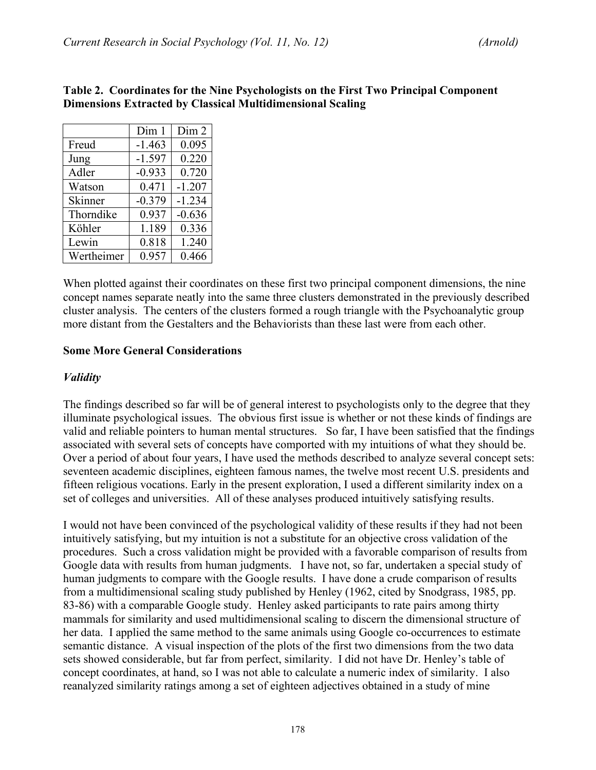**Table 2. Coordinates for the Nine Psychologists on the First Two Principal Component Dimensions Extracted by Classical Multidimensional Scaling**

| | Dim 1 | Dim 2 |
|---|---|---|
| Freud | -1.463 | 0.095 |
| Jung | -1.597 | 0.220 |
| Adler | -0.933 | 0.720 |
| Watson | 0.471 | -1.207 |
| Skinner | -0.379 | -1.234 |
| Thorndike | 0.937 | -0.636 |
| Köhler | 1.189 | 0.336 |
| Lewin | 0.818 | 1.240 |
| Wertheimer | 0.957 | 0.466 |

When plotted against their coordinates on these first two principal component dimensions, the nine concept names separate neatly into the same three clusters demonstrated in the previously described cluster analysis. The centers of the clusters formed a rough triangle with the Psychoanalytic group more distant from the Gestalters and the Behaviorists than these last were from each other.

## Some More General Considerations

### *Validity*

The findings described so far will be of general interest to psychologists only to the degree that they illuminate psychological issues. The obvious first issue is whether or not these kinds of findings are valid and reliable pointers to human mental structures. So far, I have been satisfied that the findings associated with several sets of concepts have comported with my intuitions of what they should be. Over a period of about four years, I have used the methods described to analyze several concept sets: seventeen academic disciplines, eighteen famous names, the twelve most recent U.S. presidents and fifteen religious vocations. Early in the present exploration, I used a different similarity index on a set of colleges and universities. All of these analyses produced intuitively satisfying results.

I would not have been convinced of the psychological validity of these results if they had not been intuitively satisfying, but my intuition is not a substitute for an objective cross validation of the procedures. Such a cross validation might be provided with a favorable comparison of results from Google data with results from human judgments. I have not, so far, undertaken a special study of human judgments to compare with the Google results. I have done a crude comparison of results from a multidimensional scaling study published by Henley (1962, cited by Snodgrass, 1985, pp. 83-86) with a comparable Google study. Henley asked participants to rate pairs among thirty mammals for similarity and used multidimensional scaling to discern the dimensional structure of her data. I applied the same method to the same animals using Google co-occurrences to estimate semantic distance. A visual inspection of the plots of the first two dimensions from the two data sets showed considerable, but far from perfect, similarity. I did not have Dr. Henley's table of concept coordinates, at hand, so I was not able to calculate a numeric index of similarity. I also reanalyzed similarity ratings among a set of eighteen adjectives obtained in a study of mine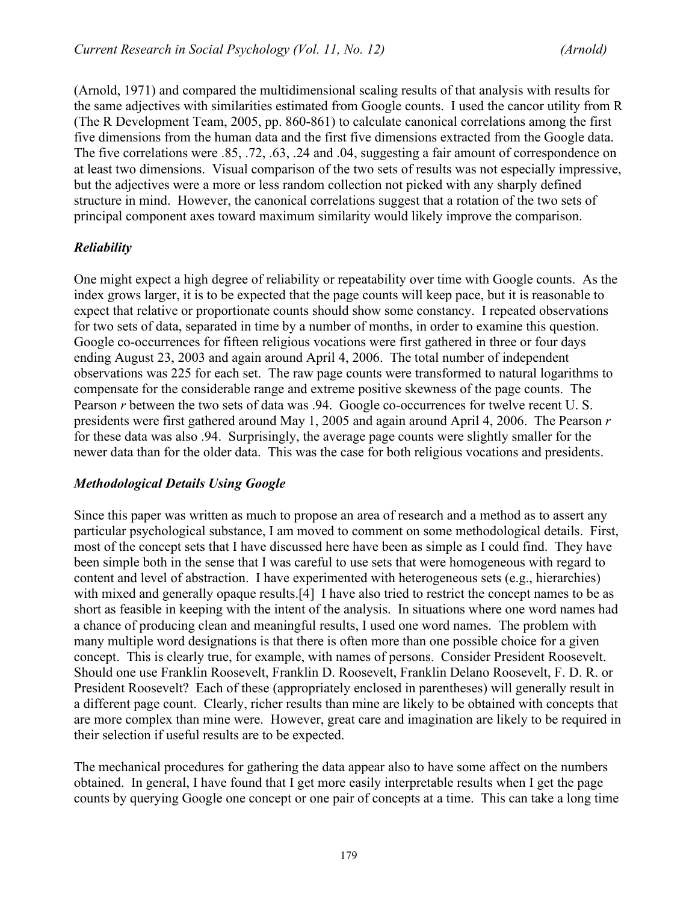(Arnold, 1971) and compared the multidimensional scaling results of that analysis with results for the same adjectives with similarities estimated from Google counts. I used the cancor utility from R (The R Development Team, 2005, pp. 860-861) to calculate canonical correlations among the first five dimensions from the human data and the first five dimensions extracted from the Google data. The five correlations were .85, .72, .63, .24 and .04, suggesting a fair amount of correspondence on at least two dimensions. Visual comparison of the two sets of results was not especially impressive, but the adjectives were a more or less random collection not picked with any sharply defined structure in mind. However, the canonical correlations suggest that a rotation of the two sets of principal component axes toward maximum similarity would likely improve the comparison.

### *Reliability*

One might expect a high degree of reliability or repeatability over time with Google counts. As the index grows larger, it is to be expected that the page counts will keep pace, but it is reasonable to expect that relative or proportionate counts should show some constancy. I repeated observations for two sets of data, separated in time by a number of months, in order to examine this question. Google co-occurrences for fifteen religious vocations were first gathered in three or four days ending August 23, 2003 and again around April 4, 2006. The total number of independent observations was 225 for each set. The raw page counts were transformed to natural logarithms to compensate for the considerable range and extreme positive skewness of the page counts. The Pearson $r$ between the two sets of data was .94. Google co-occurrences for twelve recent U. S. presidents were first gathered around May 1, 2005 and again around April 4, 2006. The Pearson $r$ for these data was also .94. Surprisingly, the average page counts were slightly smaller for the newer data than for the older data. This was the case for both religious vocations and presidents.

### *Methodological Details Using Google*

Since this paper was written as much to propose an area of research and a method as to assert any particular psychological substance, I am moved to comment on some methodological details. First, most of the concept sets that I have discussed here have been as simple as I could find. They have been simple both in the sense that I was careful to use sets that were homogeneous with regard to content and level of abstraction. I have experimented with heterogeneous sets (e.g., hierarchies) with mixed and generally opaque results.[4] I have also tried to restrict the concept names to be as short as feasible in keeping with the intent of the analysis. In situations where one word names had a chance of producing clean and meaningful results, I used one word names. The problem with many multiple word designations is that there is often more than one possible choice for a given concept. This is clearly true, for example, with names of persons. Consider President Roosevelt. Should one use Franklin Roosevelt, Franklin D. Roosevelt, Franklin Delano Roosevelt, F. D. R. or President Roosevelt? Each of these (appropriately enclosed in parentheses) will generally result in a different page count. Clearly, richer results than mine are likely to be obtained with concepts that are more complex than mine were. However, great care and imagination are likely to be required in their selection if useful results are to be expected.

The mechanical procedures for gathering the data appear also to have some affect on the numbers obtained. In general, I have found that I get more easily interpretable results when I get the page counts by querying Google one concept or one pair of concepts at a time. This can take a long time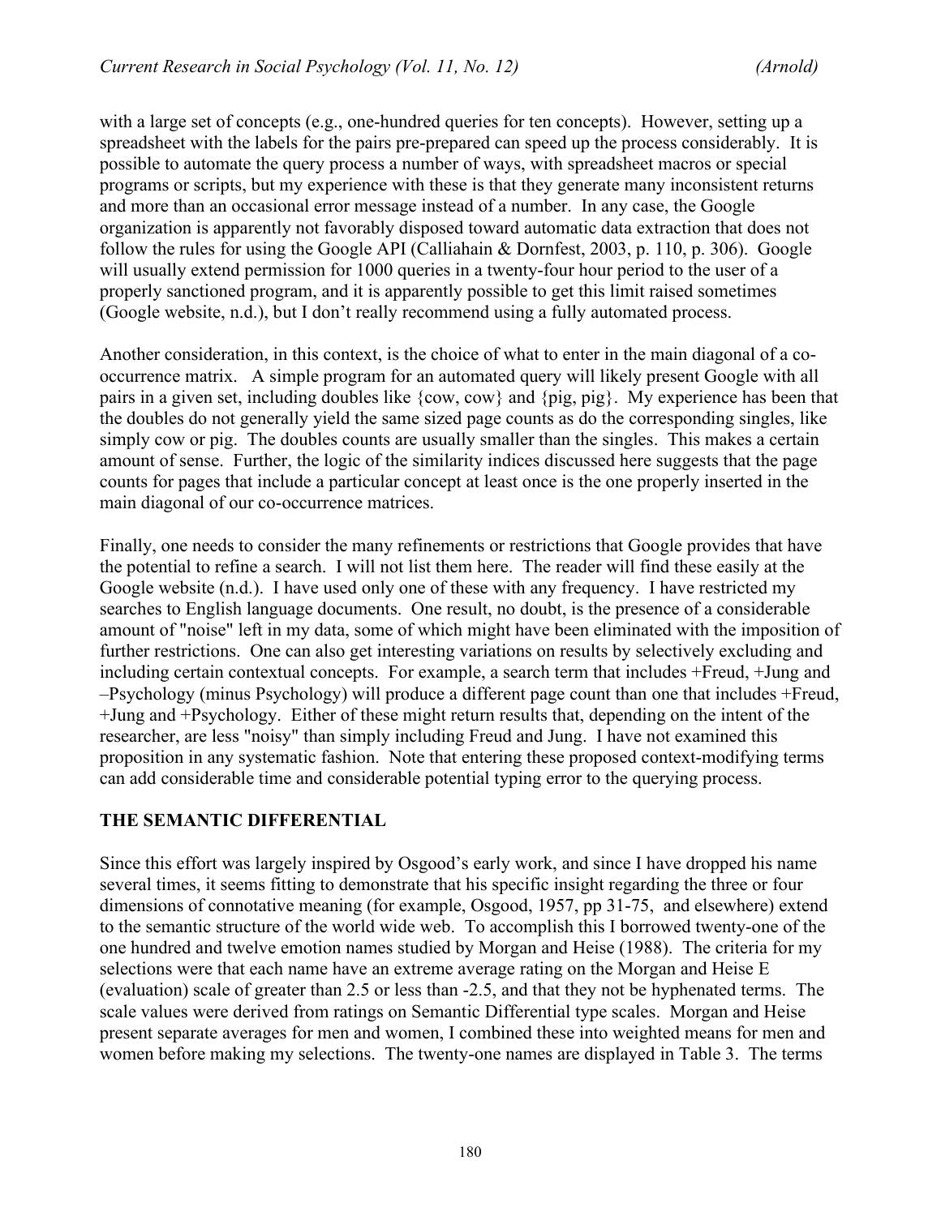with a large set of concepts (e.g., one-hundred queries for ten concepts). However, setting up a spreadsheet with the labels for the pairs pre-prepared can speed up the process considerably. It is possible to automate the query process a number of ways, with spreadsheet macros or special programs or scripts, but my experience with these is that they generate many inconsistent returns and more than an occasional error message instead of a number. In any case, the Google organization is apparently not favorably disposed toward automatic data extraction that does not follow the rules for using the Google API (Calliahain & Dornfest, 2003, p. 110, p. 306). Google will usually extend permission for 1000 queries in a twenty-four hour period to the user of a properly sanctioned program, and it is apparently possible to get this limit raised sometimes (Google website, n.d.), but I don't really recommend using a fully automated process.

Another consideration, in this context, is the choice of what to enter in the main diagonal of a co-occurrence matrix. A simple program for an automated query will likely present Google with all pairs in a given set, including doubles like {cow, cow} and {pig, pig}. My experience has been that the doubles do not generally yield the same sized page counts as do the corresponding singles, like simply cow or pig. The doubles counts are usually smaller than the singles. This makes a certain amount of sense. Further, the logic of the similarity indices discussed here suggests that the page counts for pages that include a particular concept at least once is the one properly inserted in the main diagonal of our co-occurrence matrices.

Finally, one needs to consider the many refinements or restrictions that Google provides that have the potential to refine a search. I will not list them here. The reader will find these easily at the Google website (n.d.). I have used only one of these with any frequency. I have restricted my searches to English language documents. One result, no doubt, is the presence of a considerable amount of "noise" left in my data, some of which might have been eliminated with the imposition of further restrictions. One can also get interesting variations on results by selectively excluding and including certain contextual concepts. For example, a search term that includes +Freud, +Jung and –Psychology (minus Psychology) will produce a different page count than one that includes +Freud, +Jung and +Psychology. Either of these might return results that, depending on the intent of the researcher, are less "noisy" than simply including Freud and Jung. I have not examined this proposition in any systematic fashion. Note that entering these proposed context-modifying terms can add considerable time and considerable potential typing error to the querying process.

## THE SEMANTIC DIFFERENTIAL

Since this effort was largely inspired by Osgood's early work, and since I have dropped his name several times, it seems fitting to demonstrate that his specific insight regarding the three or four dimensions of connotative meaning (for example, Osgood, 1957, pp 31-75, and elsewhere) extend to the semantic structure of the world wide web. To accomplish this I borrowed twenty-one of the one hundred and twelve emotion names studied by Morgan and Heise (1988). The criteria for my selections were that each name have an extreme average rating on the Morgan and Heise E (evaluation) scale of greater than 2.5 or less than -2.5, and that they not be hyphenated terms. The scale values were derived from ratings on Semantic Differential type scales. Morgan and Heise present separate averages for men and women, I combined these into weighted means for men and women before making my selections. The twenty-one names are displayed in Table 3. The terms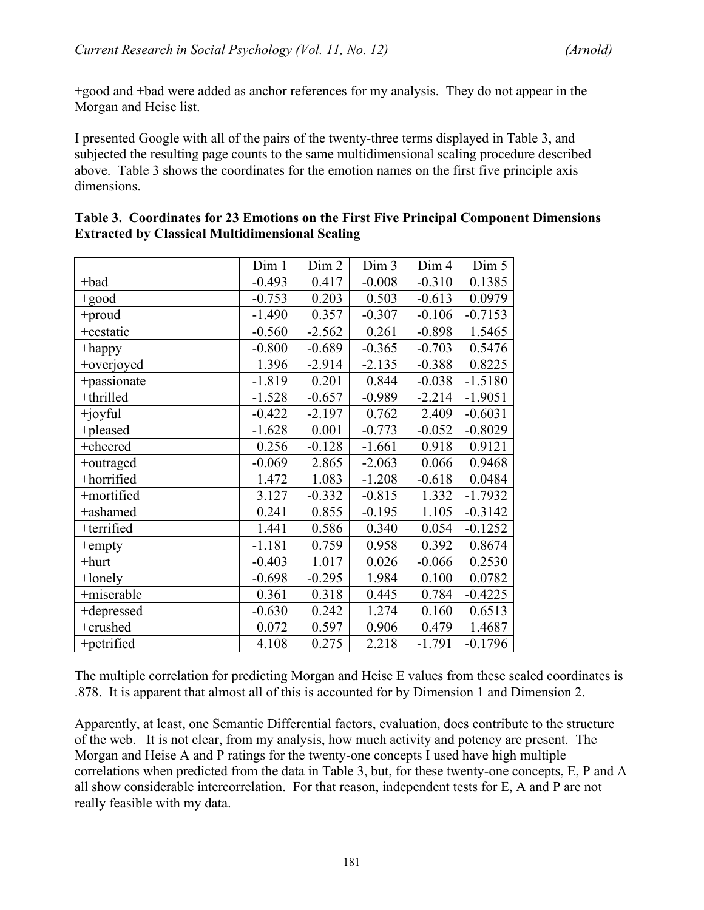+good and +bad were added as anchor references for my analysis. They do not appear in the Morgan and Heise list.

I presented Google with all of the pairs of the twenty-three terms displayed in Table 3, and subjected the resulting page counts to the same multidimensional scaling procedure described above. Table 3 shows the coordinates for the emotion names on the first five principle axis dimensions.

**Table 3. Coordinates for 23 Emotions on the First Five Principal Component Dimensions Extracted by Classical Multidimensional Scaling**

| | Dim 1 | Dim 2 | Dim 3 | Dim 4 | Dim 5 |
|---|---|---|---|---|---|
| +bad | -0.493 | 0.417 | -0.008 | -0.310 | 0.1385 |
| +good | -0.753 | 0.203 | 0.503 | -0.613 | 0.0979 |
| +proud | -1.490 | 0.357 | -0.307 | -0.106 | -0.7153 |
| +ecstatic | -0.560 | -2.562 | 0.261 | -0.898 | 1.5465 |
| +happy | -0.800 | -0.689 | -0.365 | -0.703 | 0.5476 |
| +overjoyed | 1.396 | -2.914 | -2.135 | -0.388 | 0.8225 |
| +passionate | -1.819 | 0.201 | 0.844 | -0.038 | -1.5180 |
| +thrilled | -1.528 | -0.657 | -0.989 | -2.214 | -1.9051 |
| +joyful | -0.422 | -2.197 | 0.762 | 2.409 | -0.6031 |
| +pleased | -1.628 | 0.001 | -0.773 | -0.052 | -0.8029 |
| +cheered | 0.256 | -0.128 | -1.661 | 0.918 | 0.9121 |
| +outraged | -0.069 | 2.865 | -2.063 | 0.066 | 0.9468 |
| +horrified | 1.472 | 1.083 | -1.208 | -0.618 | 0.0484 |
| +mortified | 3.127 | -0.332 | -0.815 | 1.332 | -1.7932 |
| +ashamed | 0.241 | 0.855 | -0.195 | 1.105 | -0.3142 |
| +terrified | 1.441 | 0.586 | 0.340 | 0.054 | -0.1252 |
| +empty | -1.181 | 0.759 | 0.958 | 0.392 | 0.8674 |
| +hurt | -0.403 | 1.017 | 0.026 | -0.066 | 0.2530 |
| +lonely | -0.698 | -0.295 | 1.984 | 0.100 | 0.0782 |
| +miserable | 0.361 | 0.318 | 0.445 | 0.784 | -0.4225 |
| +depressed | -0.630 | 0.242 | 1.274 | 0.160 | 0.6513 |
| +crushed | 0.072 | 0.597 | 0.906 | 0.479 | 1.4687 |
| +petrified | 4.108 | 0.275 | 2.218 | -1.791 | -0.1796 |

The multiple correlation for predicting Morgan and Heise E values from these scaled coordinates is .878. It is apparent that almost all of this is accounted for by Dimension 1 and Dimension 2.

Apparently, at least, one Semantic Differential factors, evaluation, does contribute to the structure of the web. It is not clear, from my analysis, how much activity and potency are present. The Morgan and Heise A and P ratings for the twenty-one concepts I used have high multiple correlations when predicted from the data in Table 3, but, for these twenty-one concepts, E, P and A all show considerable intercorrelation. For that reason, independent tests for E, A and P are not really feasible with my data.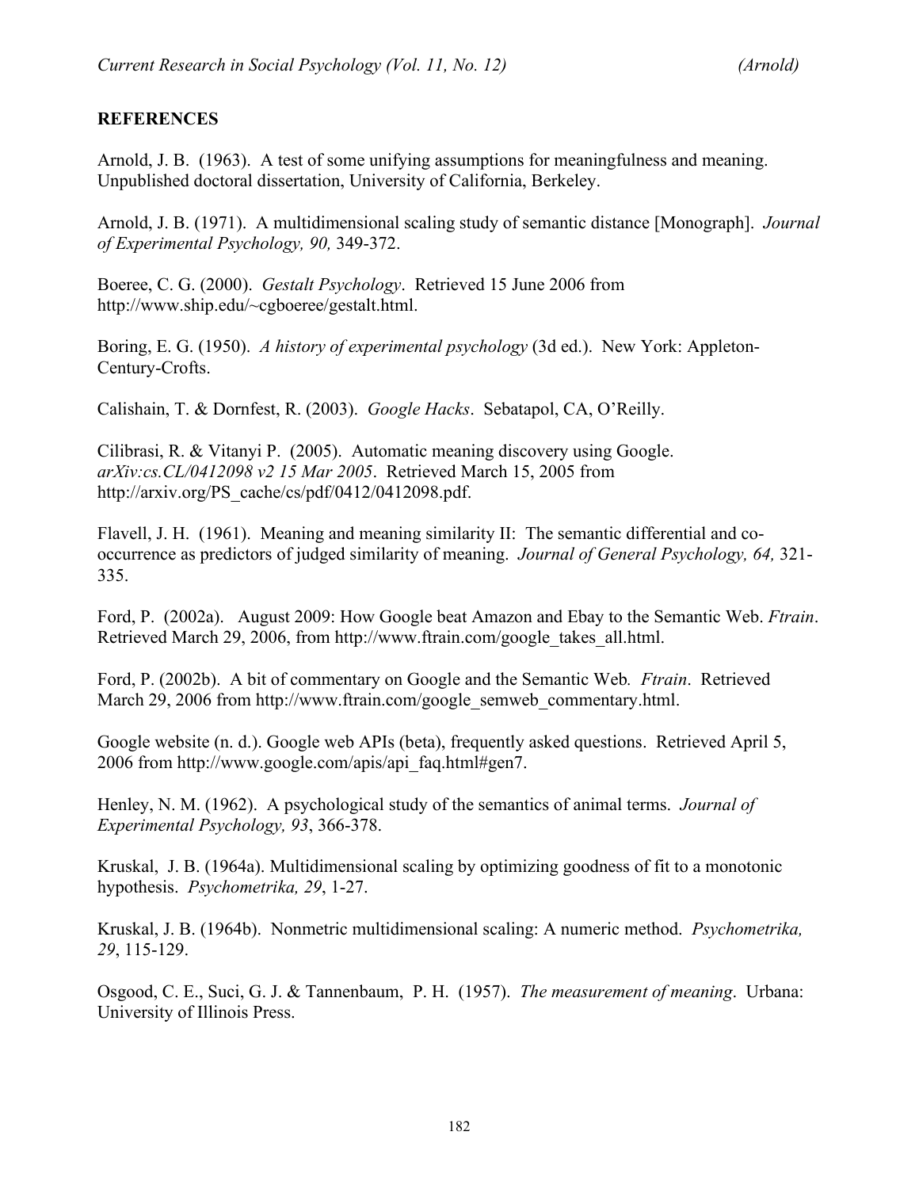**REFERENCES**

Arnold, J. B. (1963). A test of some unifying assumptions for meaningfulness and meaning. Unpublished doctoral dissertation, University of California, Berkeley.

Arnold, J. B. (1971). A multidimensional scaling study of semantic distance [Monograph]. *Journal of Experimental Psychology, 90,* 349-372.

Boeree, C. G. (2000). *Gestalt Psychology*. Retrieved 15 June 2006 from http://www.ship.edu/~cgboeree/gestalt.html.

Boring, E. G. (1950). *A history of experimental psychology* (3d ed.). New York: Appleton-Century-Crofts.

Calishain, T. & Dornfest, R. (2003). *Google Hacks*. Sebatapol, CA, O'Reilly.

Cilibrasi, R. & Vitanyi P. (2005). Automatic meaning discovery using Google. *arXiv:cs.CL/0412098 v2 15 Mar 2005*. Retrieved March 15, 2005 from http://arxiv.org/PS_cache/cs/pdf/0412/0412098.pdf.

Flavell, J. H. (1961). Meaning and meaning similarity II: The semantic differential and co-occurrence as predictors of judged similarity of meaning. *Journal of General Psychology, 64,* 321-335.

Ford, P. (2002a). August 2009: How Google beat Amazon and Ebay to the Semantic Web. *Ftrain*. Retrieved March 29, 2006, from http://www.ftrain.com/google_takes_all.html.

Ford, P. (2002b). A bit of commentary on Google and the Semantic Web*. Ftrain*. Retrieved March 29, 2006 from http://www.ftrain.com/google_semweb_commentary.html.

Google website (n. d.). Google web APIs (beta), frequently asked questions. Retrieved April 5, 2006 from http://www.google.com/apis/api_faq.html#gen7.

Henley, N. M. (1962). A psychological study of the semantics of animal terms. *Journal of Experimental Psychology, 93*, 366-378.

Kruskal, J. B. (1964a). Multidimensional scaling by optimizing goodness of fit to a monotonic hypothesis. *Psychometrika, 29*, 1-27.

Kruskal, J. B. (1964b). Nonmetric multidimensional scaling: A numeric method. *Psychometrika, 29*, 115-129.

Osgood, C. E., Suci, G. J. & Tannenbaum, P. H. (1957). *The measurement of meaning*. Urbana: University of Illinois Press.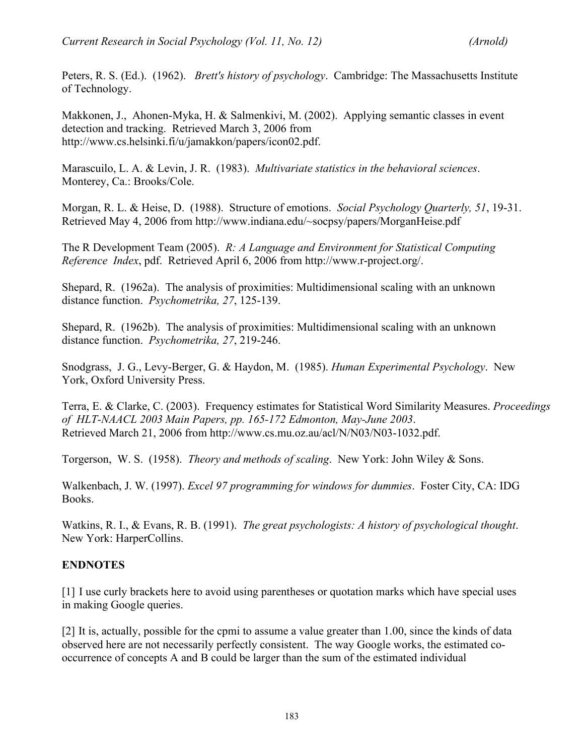Peters, R. S. (Ed.). (1962). *Brett's history of psychology*. Cambridge: The Massachusetts Institute of Technology.

Makkonen, J., Ahonen-Myka, H. & Salmenkivi, M. (2002). Applying semantic classes in event detection and tracking. Retrieved March 3, 2006 from http://www.cs.helsinki.fi/u/jamakkon/papers/icon02.pdf.

Marascuilo, L. A. & Levin, J. R. (1983). *Multivariate statistics in the behavioral sciences*. Monterey, Ca.: Brooks/Cole.

Morgan, R. L. & Heise, D. (1988). Structure of emotions. *Social Psychology Quarterly, 51*, 19-31. Retrieved May 4, 2006 from http://www.indiana.edu/~socpsy/papers/MorganHeise.pdf

The R Development Team (2005). *R: A Language and Environment for Statistical Computing Reference Index*, pdf. Retrieved April 6, 2006 from http://www.r-project.org/.

Shepard, R. (1962a). The analysis of proximities: Multidimensional scaling with an unknown distance function. *Psychometrika, 27*, 125-139.

Shepard, R. (1962b). The analysis of proximities: Multidimensional scaling with an unknown distance function. *Psychometrika, 27*, 219-246.

Snodgrass, J. G., Levy-Berger, G. & Haydon, M. (1985). *Human Experimental Psychology*. New York, Oxford University Press.

Terra, E. & Clarke, C. (2003). Frequency estimates for Statistical Word Similarity Measures. *Proceedings of HLT-NAACL 2003 Main Papers, pp. 165-172 Edmonton, May-June 2003*. Retrieved March 21, 2006 from http://www.cs.mu.oz.au/acl/N/N03/N03-1032.pdf.

Torgerson, W. S. (1958). *Theory and methods of scaling*. New York: John Wiley & Sons.

Walkenbach, J. W. (1997). *Excel 97 programming for windows for dummies*. Foster City, CA: IDG Books.

Watkins, R. I., & Evans, R. B. (1991). *The great psychologists: A history of psychological thought*. New York: HarperCollins.

## ENDNOTES

[1] I use curly brackets here to avoid using parentheses or quotation marks which have special uses in making Google queries.

[2] It is, actually, possible for the cpmi to assume a value greater than 1.00, since the kinds of data observed here are not necessarily perfectly consistent. The way Google works, the estimated co-occurrence of concepts A and B could be larger than the sum of the estimated individual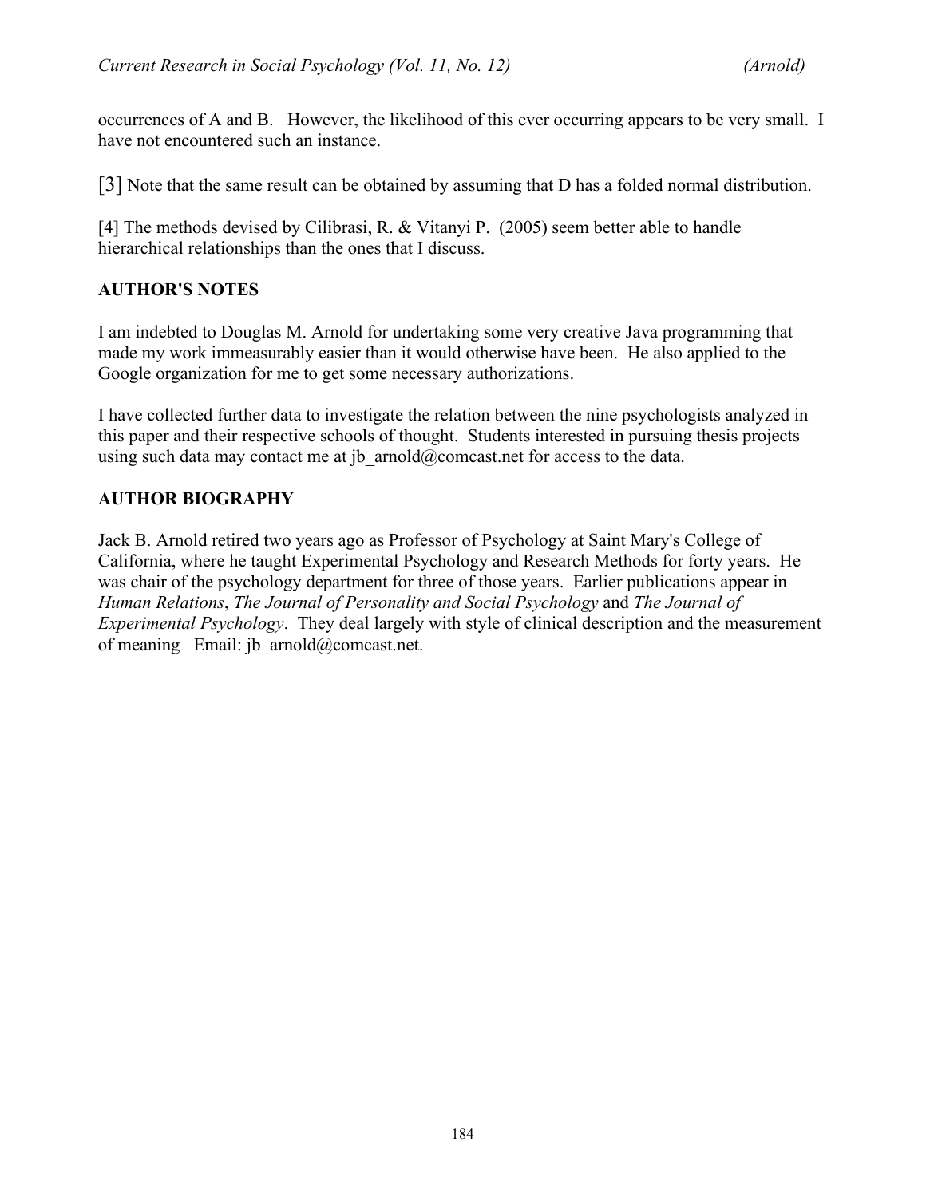occurrences of A and B. However, the likelihood of this ever occurring appears to be very small. I have not encountered such an instance.

[3] Note that the same result can be obtained by assuming that D has a folded normal distribution.

[4] The methods devised by Cilibrasi, R. & Vitanyi P. (2005) seem better able to handle hierarchical relationships than the ones that I discuss.

## AUTHOR'S NOTES

I am indebted to Douglas M. Arnold for undertaking some very creative Java programming that made my work immeasurably easier than it would otherwise have been. He also applied to the Google organization for me to get some necessary authorizations.

I have collected further data to investigate the relation between the nine psychologists analyzed in this paper and their respective schools of thought. Students interested in pursuing thesis projects using such data may contact me at jb_arnold@comcast.net for access to the data.

## AUTHOR BIOGRAPHY

Jack B. Arnold retired two years ago as Professor of Psychology at Saint Mary's College of California, where he taught Experimental Psychology and Research Methods for forty years. He was chair of the psychology department for three of those years. Earlier publications appear in *Human Relations*, *The Journal of Personality and Social Psychology* and *The Journal of Experimental Psychology*. They deal largely with style of clinical description and the measurement of meaning Email: jb_arnold@comcast.net.